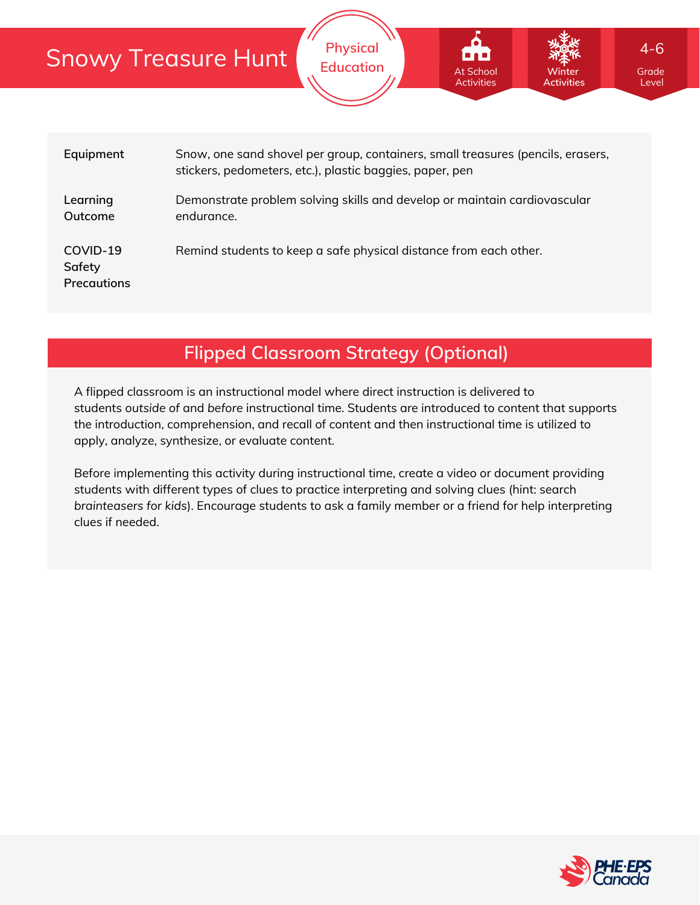# Snowy Treasure Hunt

Physical Education

At School Activities | Winter Activities | 4-6 Grade Level

| | |
|---|---|
| **Equipment** | Snow, one sand shovel per group, containers, small treasures (pencils, erasers, stickers, pedometers, etc.), plastic baggies, paper, pen |
| **Learning Outcome** | Demonstrate problem solving skills and develop or maintain cardiovascular endurance. |
| **COVID-19 Safety Precautions** | Remind students to keep a safe physical distance from each other. |

## Flipped Classroom Strategy (Optional)

A flipped classroom is an instructional model where direct instruction is delivered to students *outside of* and *before* instructional time. Students are introduced to content that supports the introduction, comprehension, and recall of content and then instructional time is utilized to apply, analyze, synthesize, or evaluate content.

Before implementing this activity during instructional time, create a video or document providing students with different types of clues to practice interpreting and solving clues (hint: search *brainteasers for kids*). Encourage students to ask a family member or a friend for help interpreting clues if needed.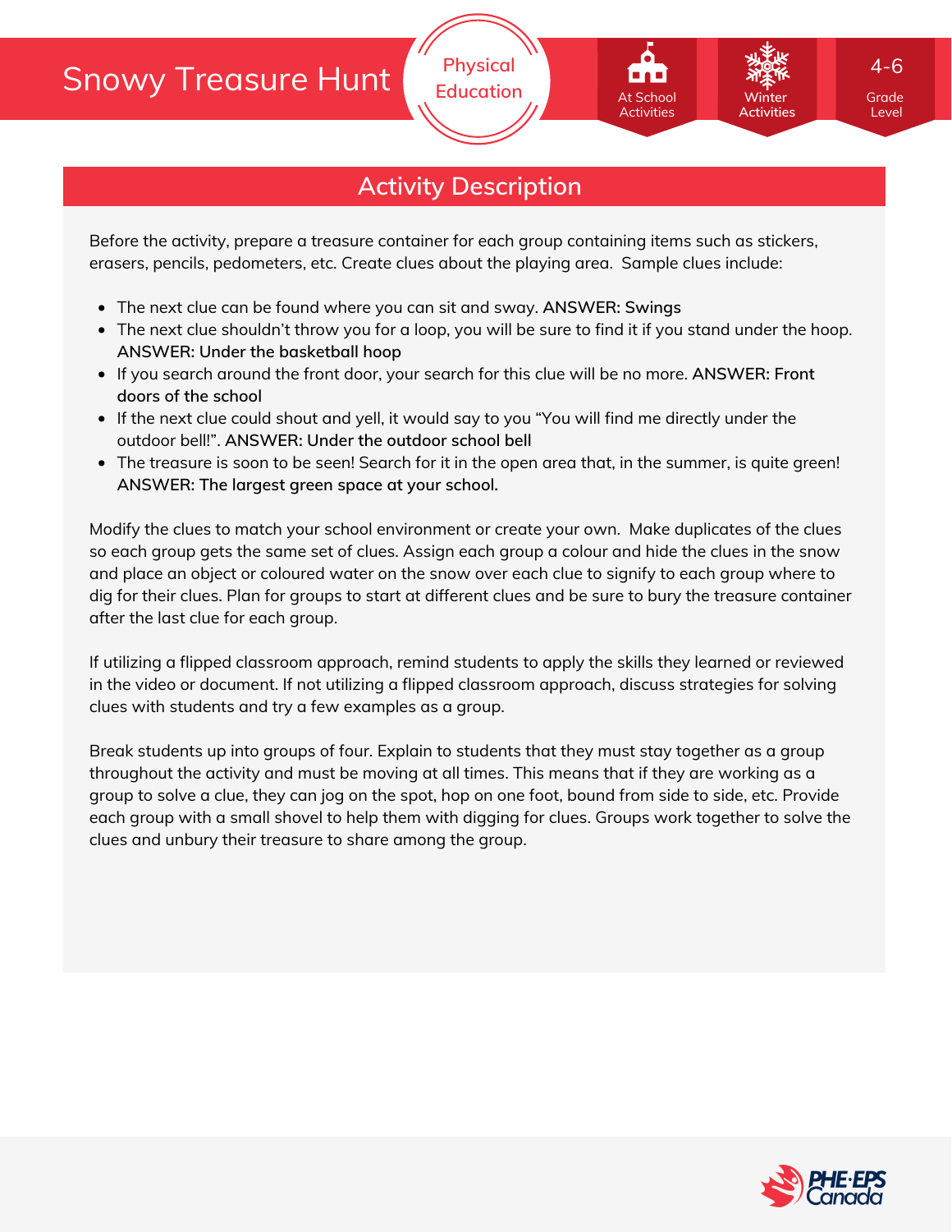# Snowy Treasure Hunt

Physical Education

At School Activities | Winter Activities | 4-6 Grade Level

## Activity Description

Before the activity, prepare a treasure container for each group containing items such as stickers, erasers, pencils, pedometers, etc. Create clues about the playing area. Sample clues include:

- The next clue can be found where you can sit and sway. **ANSWER: Swings**
- The next clue shouldn't throw you for a loop, you will be sure to find it if you stand under the hoop. **ANSWER: Under the basketball hoop**
- If you search around the front door, your search for this clue will be no more. **ANSWER: Front doors of the school**
- If the next clue could shout and yell, it would say to you "You will find me directly under the outdoor bell!". **ANSWER: Under the outdoor school bell**
- The treasure is soon to be seen! Search for it in the open area that, in the summer, is quite green! **ANSWER: The largest green space at your school.**

Modify the clues to match your school environment or create your own. Make duplicates of the clues so each group gets the same set of clues. Assign each group a colour and hide the clues in the snow and place an object or coloured water on the snow over each clue to signify to each group where to dig for their clues. Plan for groups to start at different clues and be sure to bury the treasure container after the last clue for each group.

If utilizing a flipped classroom approach, remind students to apply the skills they learned or reviewed in the video or document. If not utilizing a flipped classroom approach, discuss strategies for solving clues with students and try a few examples as a group.

Break students up into groups of four. Explain to students that they must stay together as a group throughout the activity and must be moving at all times. This means that if they are working as a group to solve a clue, they can jog on the spot, hop on one foot, bound from side to side, etc. Provide each group with a small shovel to help them with digging for clues. Groups work together to solve the clues and unbury their treasure to share among the group.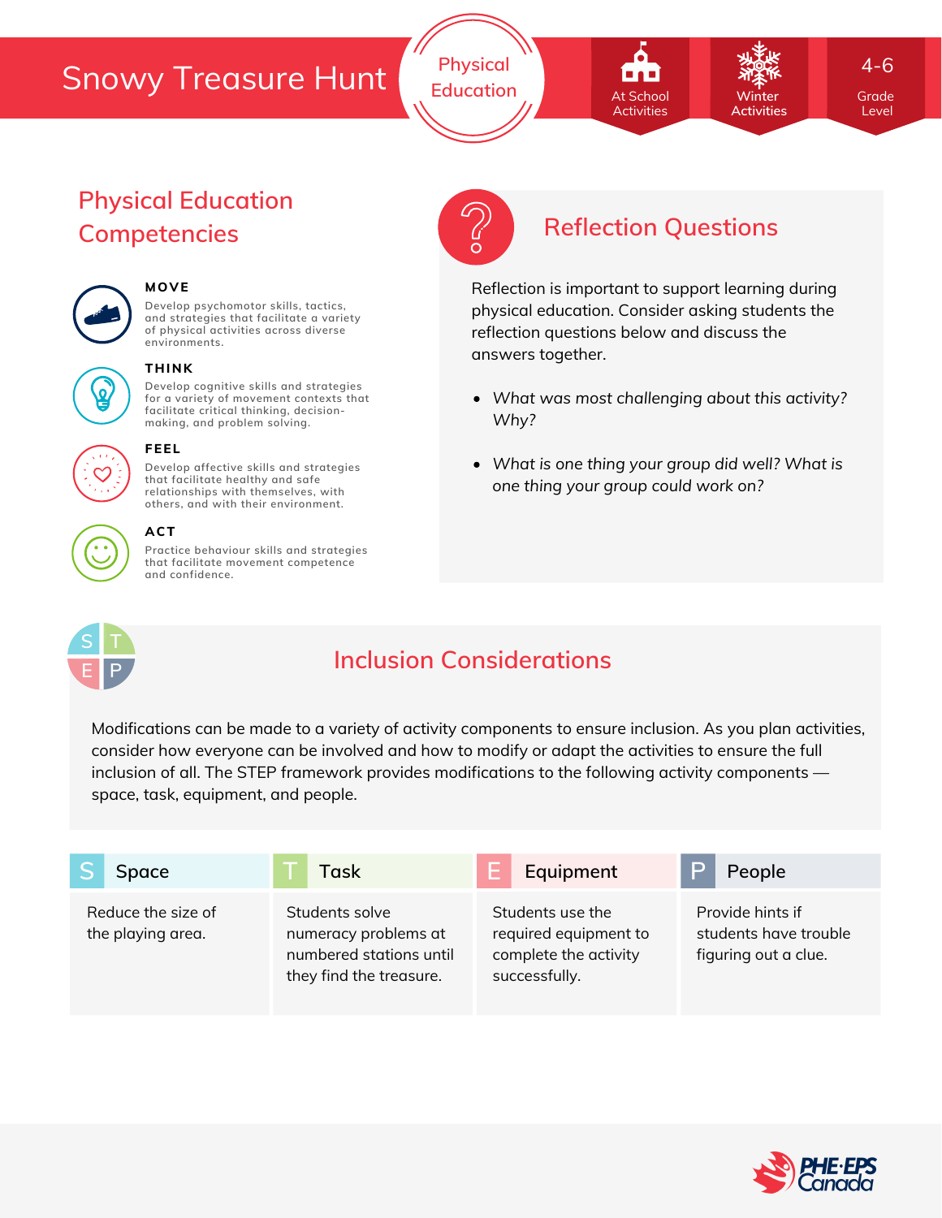# Snowy Treasure Hunt

Physical Education

At School Activities | Winter Activities | 4-6 Grade Level

## Physical Education Competencies

**MOVE**
Develop psychomotor skills, tactics, and strategies that facilitate a variety of physical activities across diverse environments.

**THINK**
Develop cognitive skills and strategies for a variety of movement contexts that facilitate critical thinking, decision-making, and problem solving.

**FEEL**
Develop affective skills and strategies that facilitate healthy and safe relationships with themselves, with others, and with their environment.

**ACT**
Practice behaviour skills and strategies that facilitate movement competence and confidence.

## Reflection Questions

Reflection is important to support learning during physical education. Consider asking students the reflection questions below and discuss the answers together.

- *What was most challenging about this activity? Why?*
- *What is one thing your group did well? What is one thing your group could work on?*

## Inclusion Considerations

Modifications can be made to a variety of activity components to ensure inclusion. As you plan activities, consider how everyone can be involved and how to modify or adapt the activities to ensure the full inclusion of all. The STEP framework provides modifications to the following activity components — space, task, equipment, and people.

| S Space | T Task | E Equipment | P People |
| --- | --- | --- | --- |
| Reduce the size of the playing area. | Students solve numeracy problems at numbered stations until they find the treasure. | Students use the required equipment to complete the activity successfully. | Provide hints if students have trouble figuring out a clue. |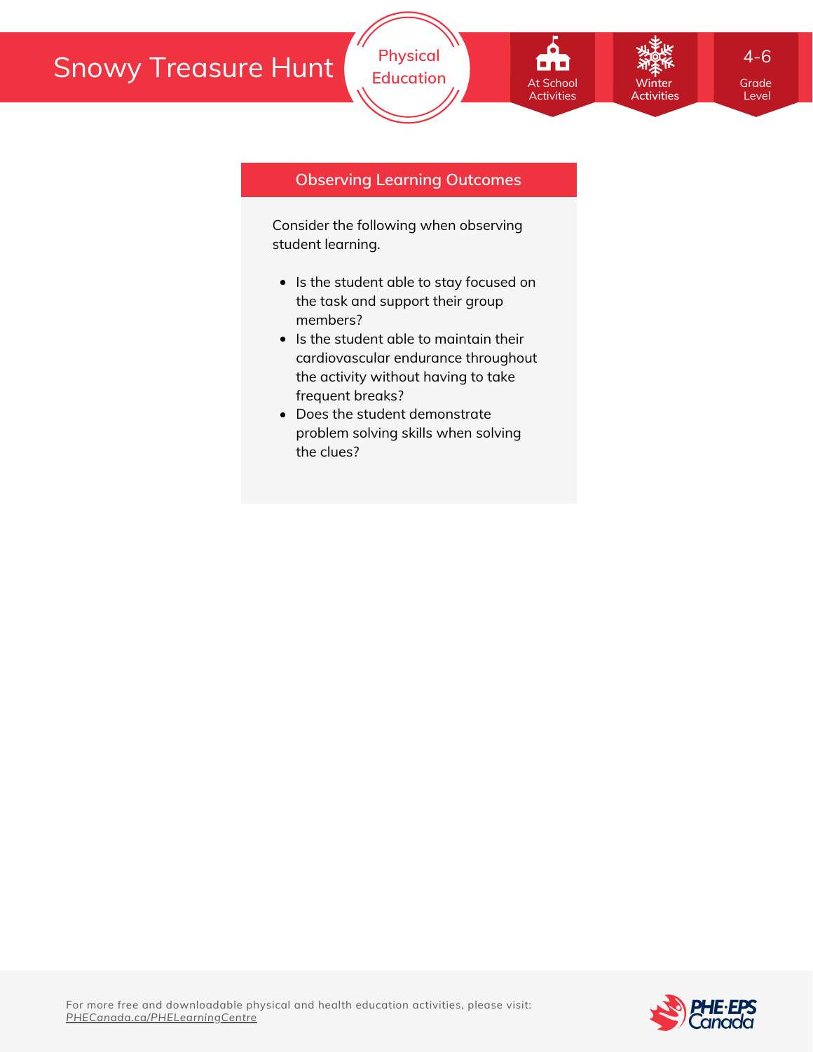## Observing Learning Outcomes

Consider the following when observing student learning.

- Is the student able to stay focused on the task and support their group members?
- Is the student able to maintain their cardiovascular endurance throughout the activity without having to take frequent breaks?
- Does the student demonstrate problem solving skills when solving the clues?